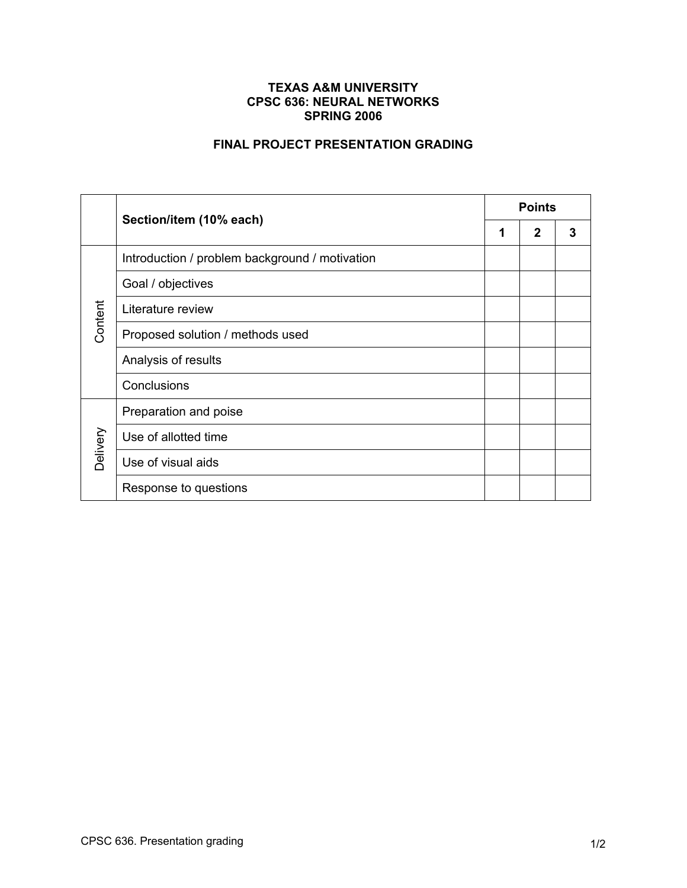**TEXAS A&M UNIVERSITY**
**CPSC 636: NEURAL NETWORKS**
**SPRING 2006**

**FINAL PROJECT PRESENTATION GRADING**

| | **Section/item (10% each)** | **Points** | | |
|---|---|---|---|---|
| | | **1** | **2** | **3** |
| Content | Introduction / problem background / motivation | | | |
| | Goal / objectives | | | |
| | Literature review | | | |
| | Proposed solution / methods used | | | |
| | Analysis of results | | | |
| | Conclusions | | | |
| Delivery | Preparation and poise | | | |
| | Use of allotted time | | | |
| | Use of visual aids | | | |
| | Response to questions | | | |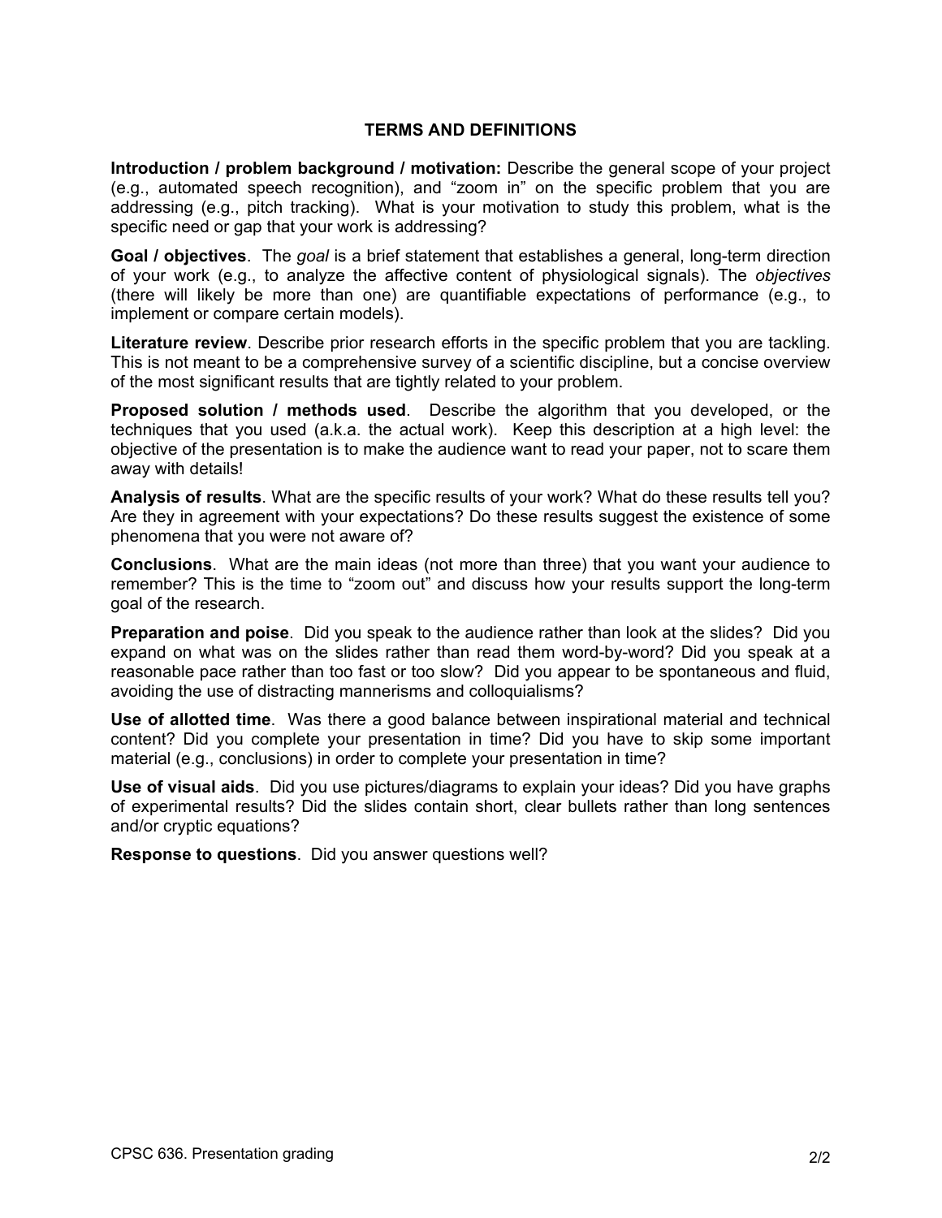## TERMS AND DEFINITIONS

**Introduction / problem background / motivation:** Describe the general scope of your project (e.g., automated speech recognition), and "zoom in" on the specific problem that you are addressing (e.g., pitch tracking). What is your motivation to study this problem, what is the specific need or gap that your work is addressing?

**Goal / objectives**. The *goal* is a brief statement that establishes a general, long-term direction of your work (e.g., to analyze the affective content of physiological signals). The *objectives* (there will likely be more than one) are quantifiable expectations of performance (e.g., to implement or compare certain models).

**Literature review**. Describe prior research efforts in the specific problem that you are tackling. This is not meant to be a comprehensive survey of a scientific discipline, but a concise overview of the most significant results that are tightly related to your problem.

**Proposed solution / methods used**. Describe the algorithm that you developed, or the techniques that you used (a.k.a. the actual work). Keep this description at a high level: the objective of the presentation is to make the audience want to read your paper, not to scare them away with details!

**Analysis of results**. What are the specific results of your work? What do these results tell you? Are they in agreement with your expectations? Do these results suggest the existence of some phenomena that you were not aware of?

**Conclusions**. What are the main ideas (not more than three) that you want your audience to remember? This is the time to "zoom out" and discuss how your results support the long-term goal of the research.

**Preparation and poise**. Did you speak to the audience rather than look at the slides? Did you expand on what was on the slides rather than read them word-by-word? Did you speak at a reasonable pace rather than too fast or too slow? Did you appear to be spontaneous and fluid, avoiding the use of distracting mannerisms and colloquialisms?

**Use of allotted time**. Was there a good balance between inspirational material and technical content? Did you complete your presentation in time? Did you have to skip some important material (e.g., conclusions) in order to complete your presentation in time?

**Use of visual aids**. Did you use pictures/diagrams to explain your ideas? Did you have graphs of experimental results? Did the slides contain short, clear bullets rather than long sentences and/or cryptic equations?

**Response to questions**. Did you answer questions well?